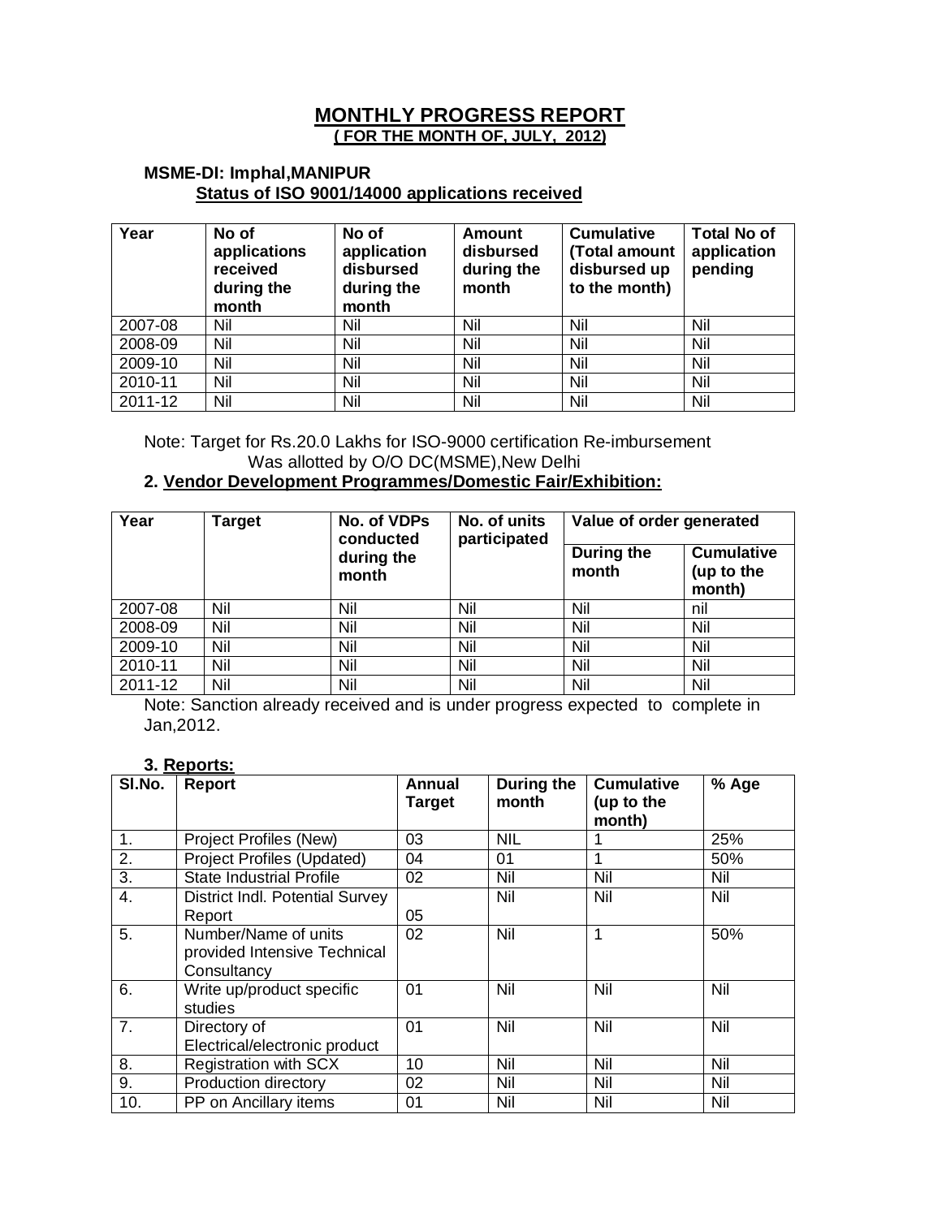// MONTHLY PROGRESS REPORT

# MONTHLY PROGRESS REPORT

**( FOR THE MONTH OF, JULY, 2012)**

**MSME-DI: Imphal,MANIPUR**

**Status of ISO 9001/14000 applications received**

| Year | No of applications received during the month | No of application disbursed during the month | Amount disbursed during the month | Cumulative (Total amount disbursed up to the month) | Total No of application pending |
|---|---|---|---|---|---|
| 2007-08 | Nil | Nil | Nil | Nil | Nil |
| 2008-09 | Nil | Nil | Nil | Nil | Nil |
| 2009-10 | Nil | Nil | Nil | Nil | Nil |
| 2010-11 | Nil | Nil | Nil | Nil | Nil |
| 2011-12 | Nil | Nil | Nil | Nil | Nil |

Note: Target for Rs.20.0 Lakhs for ISO-9000 certification Re-imbursement Was allotted by O/O DC(MSME),New Delhi

**2. Vendor Development Programmes/Domestic Fair/Exhibition:**

| Year | Target | No. of VDPs conducted during the month | No. of units participated | Value of order generated | |
|---|---|---|---|---|---|
| | | | | During the month | Cumulative (up to the month) |
| 2007-08 | Nil | Nil | Nil | Nil | nil |
| 2008-09 | Nil | Nil | Nil | Nil | Nil |
| 2009-10 | Nil | Nil | Nil | Nil | Nil |
| 2010-11 | Nil | Nil | Nil | Nil | Nil |
| 2011-12 | Nil | Nil | Nil | Nil | Nil |

Note: Sanction already received and is under progress expected to complete in Jan,2012.

**3. Reports:**

| Sl.No. | Report | Annual Target | During the month | Cumulative (up to the month) | % Age |
|---|---|---|---|---|---|
| 1. | Project Profiles (New) | 03 | NIL | 1 | 25% |
| 2. | Project Profiles (Updated) | 04 | 01 | 1 | 50% |
| 3. | State Industrial Profile | 02 | Nil | Nil | Nil |
| 4. | District Indl. Potential Survey Report | 05 | Nil | Nil | Nil |
| 5. | Number/Name of units provided Intensive Technical Consultancy | 02 | Nil | 1 | 50% |
| 6. | Write up/product specific studies | 01 | Nil | Nil | Nil |
| 7. | Directory of Electrical/electronic product | 01 | Nil | Nil | Nil |
| 8. | Registration with SCX | 10 | Nil | Nil | Nil |
| 9. | Production directory | 02 | Nil | Nil | Nil |
| 10. | PP on Ancillary items | 01 | Nil | Nil | Nil |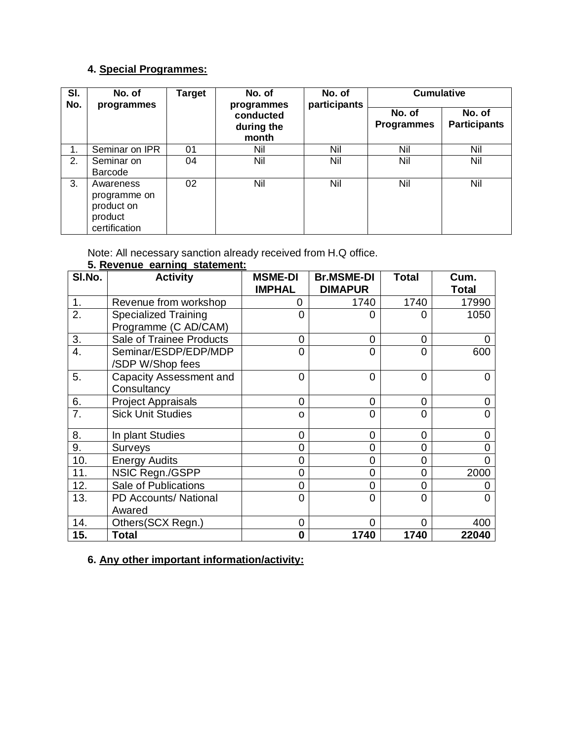### 4. Special Programmes:

| Sl. No. | No. of programmes | Target | No. of programmes conducted during the month | No. of participants | Cumulative | |
|---|---|---|---|---|---|---|
| | | | | | No. of Programmes | No. of Participants |
| 1. | Seminar on IPR | 01 | Nil | Nil | Nil | Nil |
| 2. | Seminar on Barcode | 04 | Nil | Nil | Nil | Nil |
| 3. | Awareness programme on product on product certification | 02 | Nil | Nil | Nil | Nil |

Note: All necessary sanction already received from H.Q office.

### 5. Revenue earning statement:

| Sl.No. | Activity | MSME-DI IMPHAL | Br.MSME-DI DIMAPUR | Total | Cum. Total |
|---|---|---|---|---|---|
| 1. | Revenue from workshop | 0 | 1740 | 1740 | 17990 |
| 2. | Specialized Training Programme (C AD/CAM) | 0 | 0 | 0 | 1050 |
| 3. | Sale of Trainee Products | 0 | 0 | 0 | 0 |
| 4. | Seminar/ESDP/EDP/MDP /SDP W/Shop fees | 0 | 0 | 0 | 600 |
| 5. | Capacity Assessment and Consultancy | 0 | 0 | 0 | 0 |
| 6. | Project Appraisals | 0 | 0 | 0 | 0 |
| 7. | Sick Unit Studies | o | 0 | 0 | 0 |
| 8. | In plant Studies | 0 | 0 | 0 | 0 |
| 9. | Surveys | 0 | 0 | 0 | 0 |
| 10. | Energy Audits | 0 | 0 | 0 | 0 |
| 11. | NSIC Regn./GSPP | 0 | 0 | 0 | 2000 |
| 12. | Sale of Publications | 0 | 0 | 0 | 0 |
| 13. | PD Accounts/ National Awared | 0 | 0 | 0 | 0 |
| 14. | Others(SCX Regn.) | 0 | 0 | 0 | 400 |
| **15.** | **Total** | **0** | **1740** | **1740** | **22040** |

### 6. Any other important information/activity: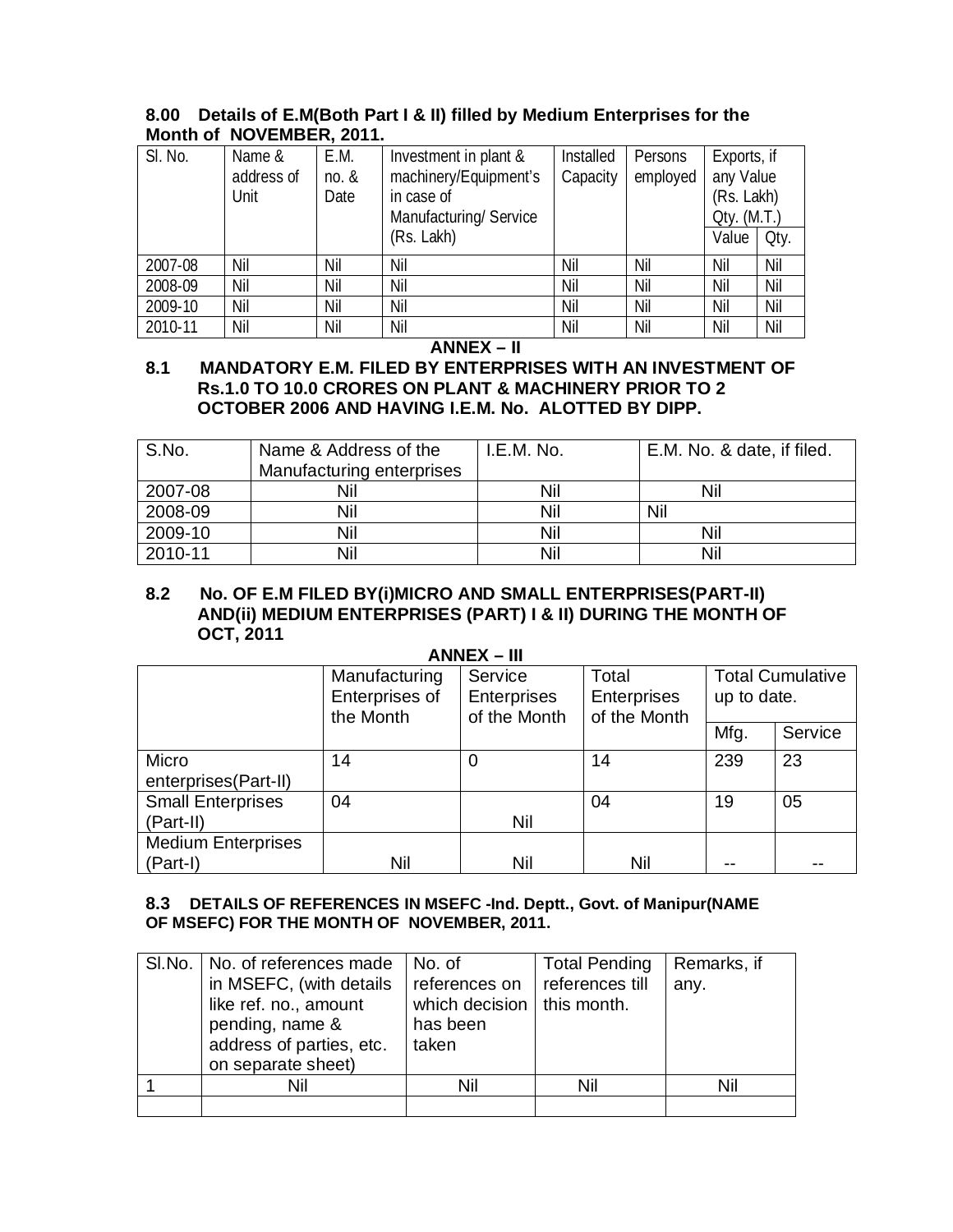**8.00 Details of E.M(Both Part I & II) filled by Medium Enterprises for the Month of NOVEMBER, 2011.**

| Sl. No. | Name & address of Unit | E.M. no. & Date | Investment in plant & machinery/Equipment's in case of Manufacturing/ Service (Rs. Lakh) | Installed Capacity | Persons employed | Exports, if any Value (Rs. Lakh) Qty. (M.T.) | |
|---|---|---|---|---|---|---|---|
| | | | | | | Value | Qty. |
| 2007-08 | Nil | Nil | Nil | Nil | Nil | Nil | Nil |
| 2008-09 | Nil | Nil | Nil | Nil | Nil | Nil | Nil |
| 2009-10 | Nil | Nil | Nil | Nil | Nil | Nil | Nil |
| 2010-11 | Nil | Nil | Nil | Nil | Nil | Nil | Nil |

**ANNEX – II**

**8.1 MANDATORY E.M. FILED BY ENTERPRISES WITH AN INVESTMENT OF Rs.1.0 TO 10.0 CRORES ON PLANT & MACHINERY PRIOR TO 2 OCTOBER 2006 AND HAVING I.E.M. No. ALOTTED BY DIPP.**

| S.No. | Name & Address of the Manufacturing enterprises | I.E.M. No. | E.M. No. & date, if filed. |
|---|---|---|---|
| 2007-08 | Nil | Nil | Nil |
| 2008-09 | Nil | Nil | Nil |
| 2009-10 | Nil | Nil | Nil |
| 2010-11 | Nil | Nil | Nil |

**8.2 No. OF E.M FILED BY(i)MICRO AND SMALL ENTERPRISES(PART-II) AND(ii) MEDIUM ENTERPRISES (PART) I & II) DURING THE MONTH OF OCT, 2011**

**ANNEX – III**

| | Manufacturing Enterprises of the Month | Service Enterprises of the Month | Total Enterprises of the Month | Total Cumulative up to date. | |
|---|---|---|---|---|---|
| | | | | Mfg. | Service |
| Micro enterprises(Part-II) | 14 | 0 | 14 | 239 | 23 |
| Small Enterprises (Part-II) | 04 | Nil | 04 | 19 | 05 |
| Medium Enterprises (Part-I) | Nil | Nil | Nil | -- | -- |

**8.3 DETAILS OF REFERENCES IN MSEFC -Ind. Deptt., Govt. of Manipur(NAME OF MSEFC) FOR THE MONTH OF NOVEMBER, 2011.**

| Sl.No. | No. of references made in MSEFC, (with details like ref. no., amount pending, name & address of parties, etc. on separate sheet) | No. of references on which decision has been taken | Total Pending references till this month. | Remarks, if any. |
|---|---|---|---|---|
| 1 | Nil | Nil | Nil | Nil |
| | | | | |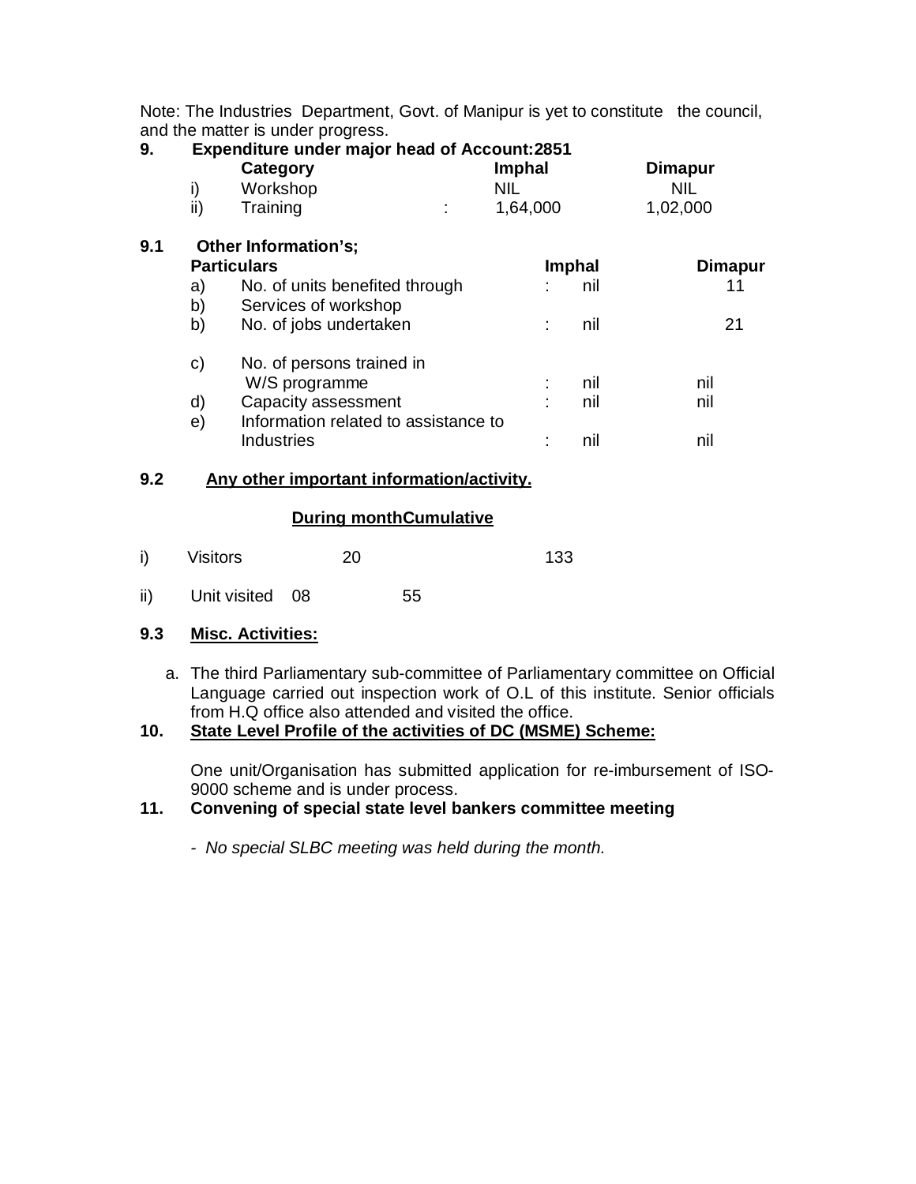Note: The Industries Department, Govt. of Manipur is yet to constitute the council, and the matter is under progress.

**9. Expenditure under major head of Account:2851**

| | **Category** | **Imphal** | **Dimapur** |
|---|---|---|---|
| i) | Workshop | NIL | NIL |
| ii) | Training | : 1,64,000 | 1,02,000 |

**9.1 Other Information's;**

| | **Particulars** | **Imphal** | **Dimapur** |
|---|---|---|---|
| a) | No. of units benefited through | : nil | 11 |
| b) | Services of workshop | | |
| b) | No. of jobs undertaken | : nil | 21 |
| c) | No. of persons trained in W/S programme | : nil | nil |
| d) | Capacity assessment | : nil | nil |
| e) | Information related to assistance to Industries | : nil | nil |

**9.2 <u>Any other important information/activity.</u>**

| | | **During month** | **Cumulative** |
|---|---|---|---|
| i) | Visitors | 20 | 133 |
| ii) | Unit visited | 08 | 55 |

**9.3 <u>Misc. Activities:</u>**

a. The third Parliamentary sub-committee of Parliamentary committee on Official Language carried out inspection work of O.L of this institute. Senior officials from H.Q office also attended and visited the office.

**10. <u>State Level Profile of the activities of DC (MSME) Scheme:</u>**

One unit/Organisation has submitted application for re-imbursement of ISO-9000 scheme and is under process.

**11. Convening of special state level bankers committee meeting**

- *No special SLBC meeting was held during the month.*